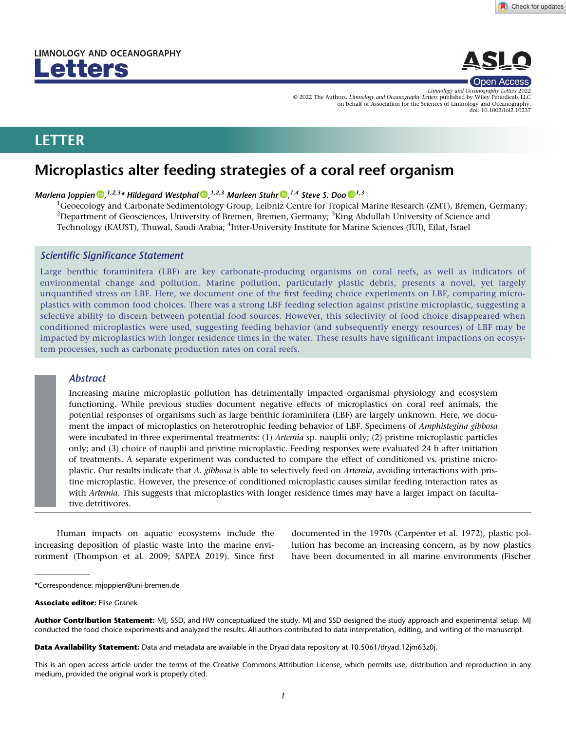LIMNOLOGY AND OCEANOGRAPHY

**Letters**

*Limnology and Oceanography Letters* 2022
© 2022 The Authors. *Limnology and Oceanography Letters* published by Wiley Periodicals LLC on behalf of Association for the Sciences of Limnology and Oceanography.
doi: 10.1002/lol2.10237

LETTER

# Microplastics alter feeding strategies of a coral reef organism

*Marlena Joppien*,[1,2,3]* *Hildegard Westphal*,[1,2,3] *Marleen Stuhr*,[1,4] *Steve S. Doo*[1,3]

[1]Geoecology and Carbonate Sedimentology Group, Leibniz Centre for Tropical Marine Research (ZMT), Bremen, Germany; [2]Department of Geosciences, University of Bremen, Bremen, Germany; [3]King Abdullah University of Science and Technology (KAUST), Thuwal, Saudi Arabia; [4]Inter-University Institute for Marine Sciences (IUI), Eilat, Israel

## Scientific Significance Statement

Large benthic foraminifera (LBF) are key carbonate-producing organisms on coral reefs, as well as indicators of environmental change and pollution. Marine pollution, particularly plastic debris, presents a novel, yet largely unquantified stress on LBF. Here, we document one of the first feeding choice experiments on LBF, comparing microplastics with common food choices. There was a strong LBF feeding selection against pristine microplastic, suggesting a selective ability to discern between potential food sources. However, this selectivity of food choice disappeared when conditioned microplastics were used, suggesting feeding behavior (and subsequently energy resources) of LBF may be impacted by microplastics with longer residence times in the water. These results have significant impactions on ecosystem processes, such as carbonate production rates on coral reefs.

## Abstract

Increasing marine microplastic pollution has detrimentally impacted organismal physiology and ecosystem functioning. While previous studies document negative effects of microplastics on coral reef animals, the potential responses of organisms such as large benthic foraminifera (LBF) are largely unknown. Here, we document the impact of microplastics on heterotrophic feeding behavior of LBF. Specimens of *Amphistegina gibbosa* were incubated in three experimental treatments: (1) *Artemia* sp. nauplii only; (2) pristine microplastic particles only; and (3) choice of nauplii and pristine microplastic. Feeding responses were evaluated 24 h after initiation of treatments. A separate experiment was conducted to compare the effect of conditioned vs. pristine microplastic. Our results indicate that *A. gibbosa* is able to selectively feed on *Artemia*, avoiding interactions with pristine microplastic. However, the presence of conditioned microplastic causes similar feeding interaction rates as with *Artemia*. This suggests that microplastics with longer residence times may have a larger impact on facultative detritivores.

Human impacts on aquatic ecosystems include the increasing deposition of plastic waste into the marine environment (Thompson et al. 2009; SAPEA 2019). Since first documented in the 1970s (Carpenter et al. 1972), plastic pollution has become an increasing concern, as by now plastics have been documented in all marine environments (Fischer

*Correspondence: mjoppien@uni-bremen.de

**Associate editor:** Elise Granek

**Author Contribution Statement:** MJ, SSD, and HW conceptualized the study. MJ and SSD designed the study approach and experimental setup. MJ conducted the food choice experiments and analyzed the results. All authors contributed to data interpretation, editing, and writing of the manuscript.

**Data Availability Statement:** Data and metadata are available in the Dryad data repository at 10.5061/dryad.12jm63z0j.

This is an open access article under the terms of the Creative Commons Attribution License, which permits use, distribution and reproduction in any medium, provided the original work is properly cited.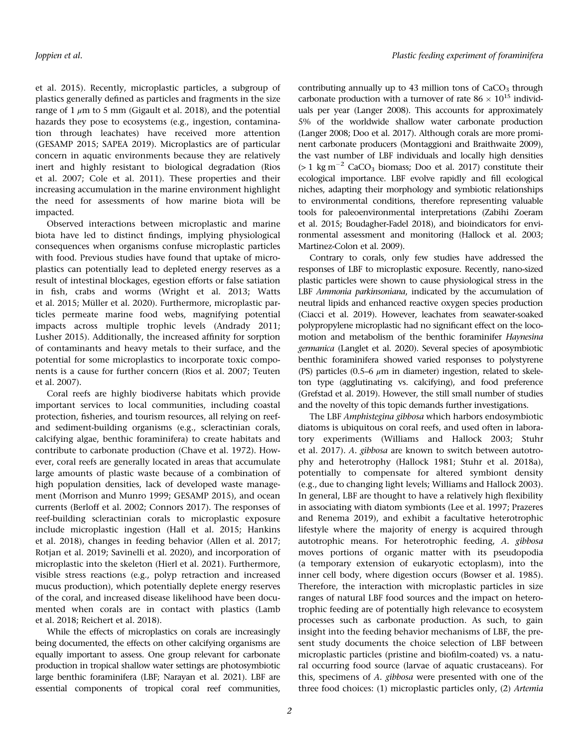et al. 2015). Recently, microplastic particles, a subgroup of plastics generally defined as particles and fragments in the size range of 1 $\mu$m to 5 mm (Gigault et al. 2018), and the potential hazards they pose to ecosystems (e.g., ingestion, contamination through leachates) have received more attention (GESAMP 2015; SAPEA 2019). Microplastics are of particular concern in aquatic environments because they are relatively inert and highly resistant to biological degradation (Rios et al. 2007; Cole et al. 2011). These properties and their increasing accumulation in the marine environment highlight the need for assessments of how marine biota will be impacted.

Observed interactions between microplastic and marine biota have led to distinct findings, implying physiological consequences when organisms confuse microplastic particles with food. Previous studies have found that uptake of microplastics can potentially lead to depleted energy reserves as a result of intestinal blockages, egestion efforts or false satiation in fish, crabs and worms (Wright et al. 2013; Watts et al. 2015; Müller et al. 2020). Furthermore, microplastic particles permeate marine food webs, magnifying potential impacts across multiple trophic levels (Andrady 2011; Lusher 2015). Additionally, the increased affinity for sorption of contaminants and heavy metals to their surface, and the potential for some microplastics to incorporate toxic components is a cause for further concern (Rios et al. 2007; Teuten et al. 2007).

Coral reefs are highly biodiverse habitats which provide important services to local communities, including coastal protection, fisheries, and tourism resources, all relying on reef- and sediment-building organisms (e.g., scleractinian corals, calcifying algae, benthic foraminifera) to create habitats and contribute to carbonate production (Chave et al. 1972). However, coral reefs are generally located in areas that accumulate large amounts of plastic waste because of a combination of high population densities, lack of developed waste management (Morrison and Munro 1999; GESAMP 2015), and ocean currents (Berloff et al. 2002; Connors 2017). The responses of reef-building scleractinian corals to microplastic exposure include microplastic ingestion (Hall et al. 2015; Hankins et al. 2018), changes in feeding behavior (Allen et al. 2017; Rotjan et al. 2019; Savinelli et al. 2020), and incorporation of microplastic into the skeleton (Hierl et al. 2021). Furthermore, visible stress reactions (e.g., polyp retraction and increased mucus production), which potentially deplete energy reserves of the coral, and increased disease likelihood have been documented when corals are in contact with plastics (Lamb et al. 2018; Reichert et al. 2018).

While the effects of microplastics on corals are increasingly being documented, the effects on other calcifying organisms are equally important to assess. One group relevant for carbonate production in tropical shallow water settings are photosymbiotic large benthic foraminifera (LBF; Narayan et al. 2021). LBF are essential components of tropical coral reef communities, contributing annually up to 43 million tons of $CaCO_3$ through carbonate production with a turnover of rate $86 \times 10^{15}$ individuals per year (Langer 2008). This accounts for approximately 5% of the worldwide shallow water carbonate production (Langer 2008; Doo et al. 2017). Although corals are more prominent carbonate producers (Montaggioni and Braithwaite 2009), the vast number of LBF individuals and locally high densities (> 1 kg $m^{-2}$ $CaCO_3$ biomass; Doo et al. 2017) constitute their ecological importance. LBF evolve rapidly and fill ecological niches, adapting their morphology and symbiotic relationships to environmental conditions, therefore representing valuable tools for paleoenvironmental interpretations (Zabihi Zoeram et al. 2015; Boudagher-Fadel 2018), and bioindicators for environmental assessment and monitoring (Hallock et al. 2003; Martinez-Colon et al. 2009).

Contrary to corals, only few studies have addressed the responses of LBF to microplastic exposure. Recently, nano-sized plastic particles were shown to cause physiological stress in the LBF *Ammonia parkinsoniana*, indicated by the accumulation of neutral lipids and enhanced reactive oxygen species production (Ciacci et al. 2019). However, leachates from seawater-soaked polypropylene microplastic had no significant effect on the locomotion and metabolism of the benthic foraminifer *Haynesina germanica* (Langlet et al. 2020). Several species of aposymbiotic benthic foraminifera showed varied responses to polystyrene (PS) particles (0.5–6 $\mu$m in diameter) ingestion, related to skeleton type (agglutinating vs. calcifying), and food preference (Grefstad et al. 2019). However, the still small number of studies and the novelty of this topic demands further investigations.

The LBF *Amphistegina gibbosa* which harbors endosymbiotic diatoms is ubiquitous on coral reefs, and used often in laboratory experiments (Williams and Hallock 2003; Stuhr et al. 2017). *A. gibbosa* are known to switch between autotrophy and heterotrophy (Hallock 1981; Stuhr et al. 2018a), potentially to compensate for altered symbiont density (e.g., due to changing light levels; Williams and Hallock 2003). In general, LBF are thought to have a relatively high flexibility in associating with diatom symbionts (Lee et al. 1997; Prazeres and Renema 2019), and exhibit a facultative heterotrophic lifestyle where the majority of energy is acquired through autotrophic means. For heterotrophic feeding, *A. gibbosa* moves portions of organic matter with its pseudopodia (a temporary extension of eukaryotic ectoplasm), into the inner cell body, where digestion occurs (Bowser et al. 1985). Therefore, the interaction with microplastic particles in size ranges of natural LBF food sources and the impact on heterotrophic feeding are of potentially high relevance to ecosystem processes such as carbonate production. As such, to gain insight into the feeding behavior mechanisms of LBF, the present study documents the choice selection of LBF between microplastic particles (pristine and biofilm-coated) vs. a natural occurring food source (larvae of aquatic crustaceans). For this, specimens of *A. gibbosa* were presented with one of the three food choices: (1) microplastic particles only, (2) *Artemia*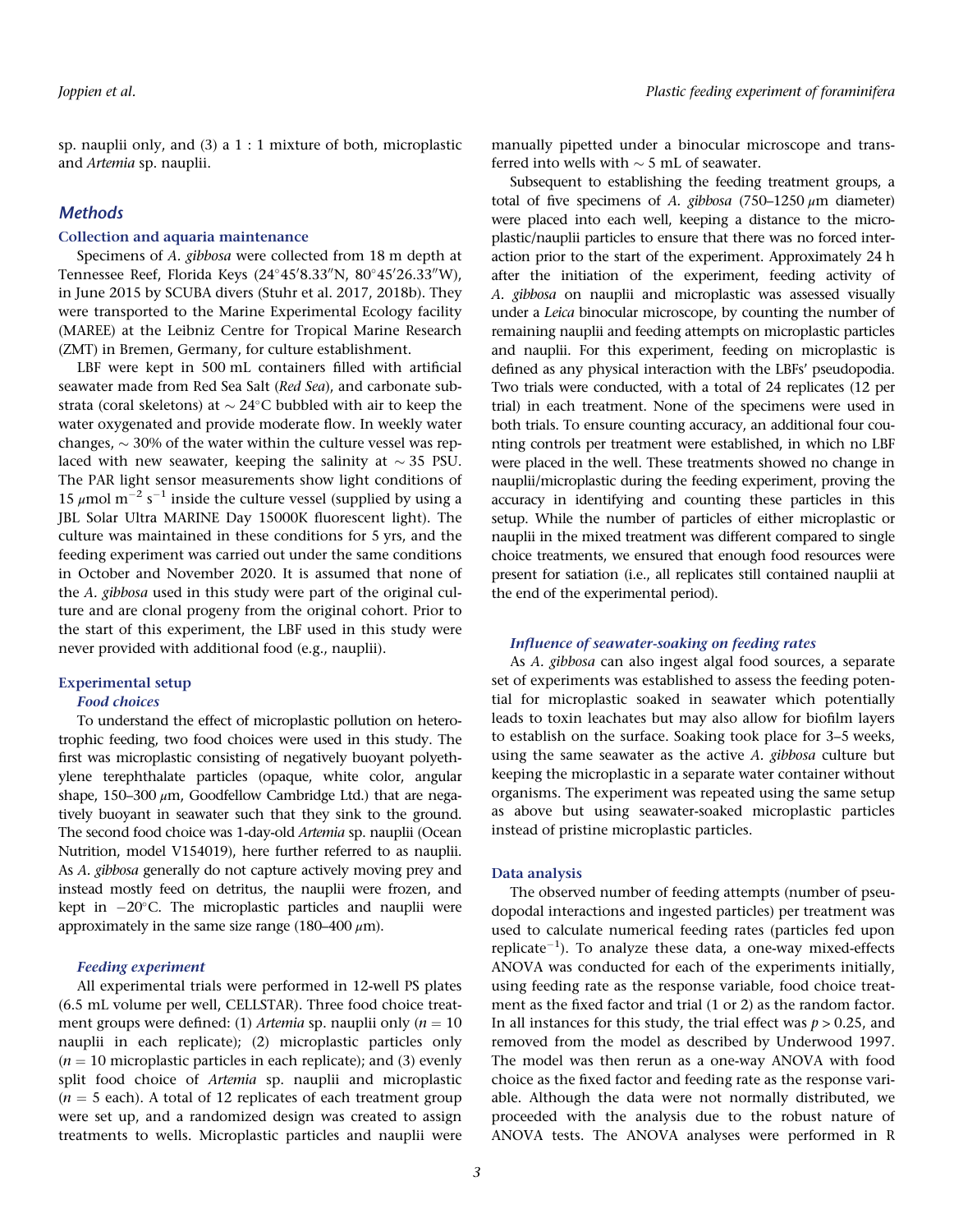sp. nauplii only, and (3) a 1 : 1 mixture of both, microplastic and *Artemia* sp. nauplii.

## Methods

### Collection and aquaria maintenance

Specimens of *A. gibbosa* were collected from 18 m depth at Tennessee Reef, Florida Keys (24°45′8.33″N, 80°45′26.33″W), in June 2015 by SCUBA divers (Stuhr et al. 2017, 2018b). They were transported to the Marine Experimental Ecology facility (MAREE) at the Leibniz Centre for Tropical Marine Research (ZMT) in Bremen, Germany, for culture establishment.

LBF were kept in 500 mL containers filled with artificial seawater made from Red Sea Salt (*Red Sea*), and carbonate substrata (coral skeletons) at ~ 24°C bubbled with air to keep the water oxygenated and provide moderate flow. In weekly water changes, ~ 30% of the water within the culture vessel was replaced with new seawater, keeping the salinity at ~ 35 PSU. The PAR light sensor measurements show light conditions of 15 $\mu$mol m$^{-2}$ s$^{-1}$ inside the culture vessel (supplied by using a JBL Solar Ultra MARINE Day 15000K fluorescent light). The culture was maintained in these conditions for 5 yrs, and the feeding experiment was carried out under the same conditions in October and November 2020. It is assumed that none of the *A. gibbosa* used in this study were part of the original culture and are clonal progeny from the original cohort. Prior to the start of this experiment, the LBF used in this study were never provided with additional food (e.g., nauplii).

### Experimental setup

#### Food choices

To understand the effect of microplastic pollution on heterotrophic feeding, two food choices were used in this study. The first was microplastic consisting of negatively buoyant polyethylene terephthalate particles (opaque, white color, angular shape, 150–300 $\mu$m, Goodfellow Cambridge Ltd.) that are negatively buoyant in seawater such that they sink to the ground. The second food choice was 1-day-old *Artemia* sp. nauplii (Ocean Nutrition, model V154019), here further referred to as nauplii. As *A. gibbosa* generally do not capture actively moving prey and instead mostly feed on detritus, the nauplii were frozen, and kept in −20°C. The microplastic particles and nauplii were approximately in the same size range (180–400 $\mu$m).

#### Feeding experiment

All experimental trials were performed in 12-well PS plates (6.5 mL volume per well, CELLSTAR). Three food choice treatment groups were defined: (1) *Artemia* sp. nauplii only ($n = 10$ nauplii in each replicate); (2) microplastic particles only ($n = 10$ microplastic particles in each replicate); and (3) evenly split food choice of *Artemia* sp. nauplii and microplastic ($n = 5$ each). A total of 12 replicates of each treatment group were set up, and a randomized design was created to assign treatments to wells. Microplastic particles and nauplii were manually pipetted under a binocular microscope and transferred into wells with ~ 5 mL of seawater.

Subsequent to establishing the feeding treatment groups, a total of five specimens of *A. gibbosa* (750–1250 $\mu$m diameter) were placed into each well, keeping a distance to the microplastic/nauplii particles to ensure that there was no forced interaction prior to the start of the experiment. Approximately 24 h after the initiation of the experiment, feeding activity of *A. gibbosa* on nauplii and microplastic was assessed visually under a *Leica* binocular microscope, by counting the number of remaining nauplii and feeding attempts on microplastic particles and nauplii. For this experiment, feeding on microplastic is defined as any physical interaction with the LBFs' pseudopodia. Two trials were conducted, with a total of 24 replicates (12 per trial) in each treatment. None of the specimens were used in both trials. To ensure counting accuracy, an additional four counting controls per treatment were established, in which no LBF were placed in the well. These treatments showed no change in nauplii/microplastic during the feeding experiment, proving the accuracy in identifying and counting these particles in this setup. While the number of particles of either microplastic or nauplii in the mixed treatment was different compared to single choice treatments, we ensured that enough food resources were present for satiation (i.e., all replicates still contained nauplii at the end of the experimental period).

#### Influence of seawater-soaking on feeding rates

As *A. gibbosa* can also ingest algal food sources, a separate set of experiments was established to assess the feeding potential for microplastic soaked in seawater which potentially leads to toxin leachates but may also allow for biofilm layers to establish on the surface. Soaking took place for 3–5 weeks, using the same seawater as the active *A. gibbosa* culture but keeping the microplastic in a separate water container without organisms. The experiment was repeated using the same setup as above but using seawater-soaked microplastic particles instead of pristine microplastic particles.

### Data analysis

The observed number of feeding attempts (number of pseudopodal interactions and ingested particles) per treatment was used to calculate numerical feeding rates (particles fed upon replicate$^{-1}$). To analyze these data, a one-way mixed-effects ANOVA was conducted for each of the experiments initially, using feeding rate as the response variable, food choice treatment as the fixed factor and trial (1 or 2) as the random factor. In all instances for this study, the trial effect was $p > 0.25$, and removed from the model as described by Underwood 1997. The model was then rerun as a one-way ANOVA with food choice as the fixed factor and feeding rate as the response variable. Although the data were not normally distributed, we proceeded with the analysis due to the robust nature of ANOVA tests. The ANOVA analyses were performed in R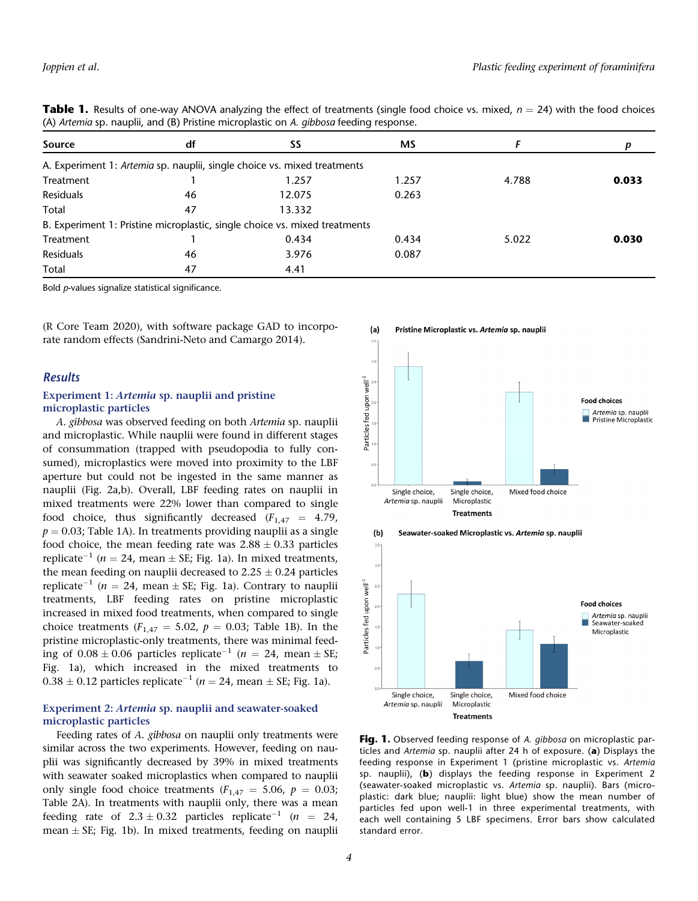**Table 1.** Results of one-way ANOVA analyzing the effect of treatments (single food choice vs. mixed, $n = 24$) with the food choices (A) *Artemia* sp. nauplii, and (B) Pristine microplastic on *A. gibbosa* feeding response.

| Source | df | SS | MS | *F* | *p* |
|---|---|---|---|---|---|
| A. Experiment 1: *Artemia* sp. nauplii, single choice vs. mixed treatments | | | | | |
| Treatment | 1 | 1.257 | 1.257 | 4.788 | **0.033** |
| Residuals | 46 | 12.075 | 0.263 | | |
| Total | 47 | 13.332 | | | |
| B. Experiment 1: Pristine microplastic, single choice vs. mixed treatments | | | | | |
| Treatment | 1 | 0.434 | 0.434 | 5.022 | **0.030** |
| Residuals | 46 | 3.976 | 0.087 | | |
| Total | 47 | 4.41 | | | |

Bold *p*-values signalize statistical significance.

(R Core Team 2020), with software package GAD to incorporate random effects (Sandrini-Neto and Camargo 2014).

## Results

### Experiment 1: *Artemia* sp. nauplii and pristine microplastic particles

*A. gibbosa* was observed feeding on both *Artemia* sp. nauplii and microplastic. While nauplii were found in different stages of consummation (trapped with pseudopodia to fully consumed), microplastics were moved into proximity to the LBF aperture but could not be ingested in the same manner as nauplii (Fig. 2a,b). Overall, LBF feeding rates on nauplii in mixed treatments were 22% lower than compared to single food choice, thus significantly decreased ($F_{1,47} = 4.79$, $p = 0.03$; Table 1A). In treatments providing nauplii as a single food choice, the mean feeding rate was $2.88 \pm 0.33$ particles replicate$^{-1}$ ($n = 24$, mean $\pm$ SE; Fig. 1a). In mixed treatments, the mean feeding on nauplii decreased to $2.25 \pm 0.24$ particles replicate$^{-1}$ ($n = 24$, mean $\pm$ SE; Fig. 1a). Contrary to nauplii treatments, LBF feeding rates on pristine microplastic increased in mixed food treatments, when compared to single choice treatments ($F_{1,47} = 5.02$, $p = 0.03$; Table 1B). In the pristine microplastic-only treatments, there was minimal feeding of $0.08 \pm 0.06$ particles replicate$^{-1}$ ($n = 24$, mean $\pm$ SE; Fig. 1a), which increased in the mixed treatments to $0.38 \pm 0.12$ particles replicate$^{-1}$ ($n = 24$, mean $\pm$ SE; Fig. 1a).

### Experiment 2: *Artemia* sp. nauplii and seawater-soaked microplastic particles

Feeding rates of *A. gibbosa* on nauplii only treatments were similar across the two experiments. However, feeding on nauplii was significantly decreased by 39% in mixed treatments with seawater soaked microplastics when compared to nauplii only single food choice treatments ($F_{1,47} = 5.06$, $p = 0.03$; Table 2A). In treatments with nauplii only, there was a mean feeding rate of $2.3 \pm 0.32$ particles replicate$^{-1}$ ($n = 24$, mean $\pm$ SE; Fig. 1b). In mixed treatments, feeding on nauplii

**Fig. 1.** Observed feeding response of *A. gibbosa* on microplastic particles and *Artemia* sp. nauplii after 24 h of exposure. (**a**) Displays the feeding response in Experiment 1 (pristine microplastic vs. *Artemia* sp. nauplii), (**b**) displays the feeding response in Experiment 2 (seawater-soaked microplastic vs. *Artemia* sp. nauplii). Bars (microplastic: dark blue; nauplii: light blue) show the mean number of particles fed upon well-1 in three experimental treatments, with each well containing 5 LBF specimens. Error bars show calculated standard error.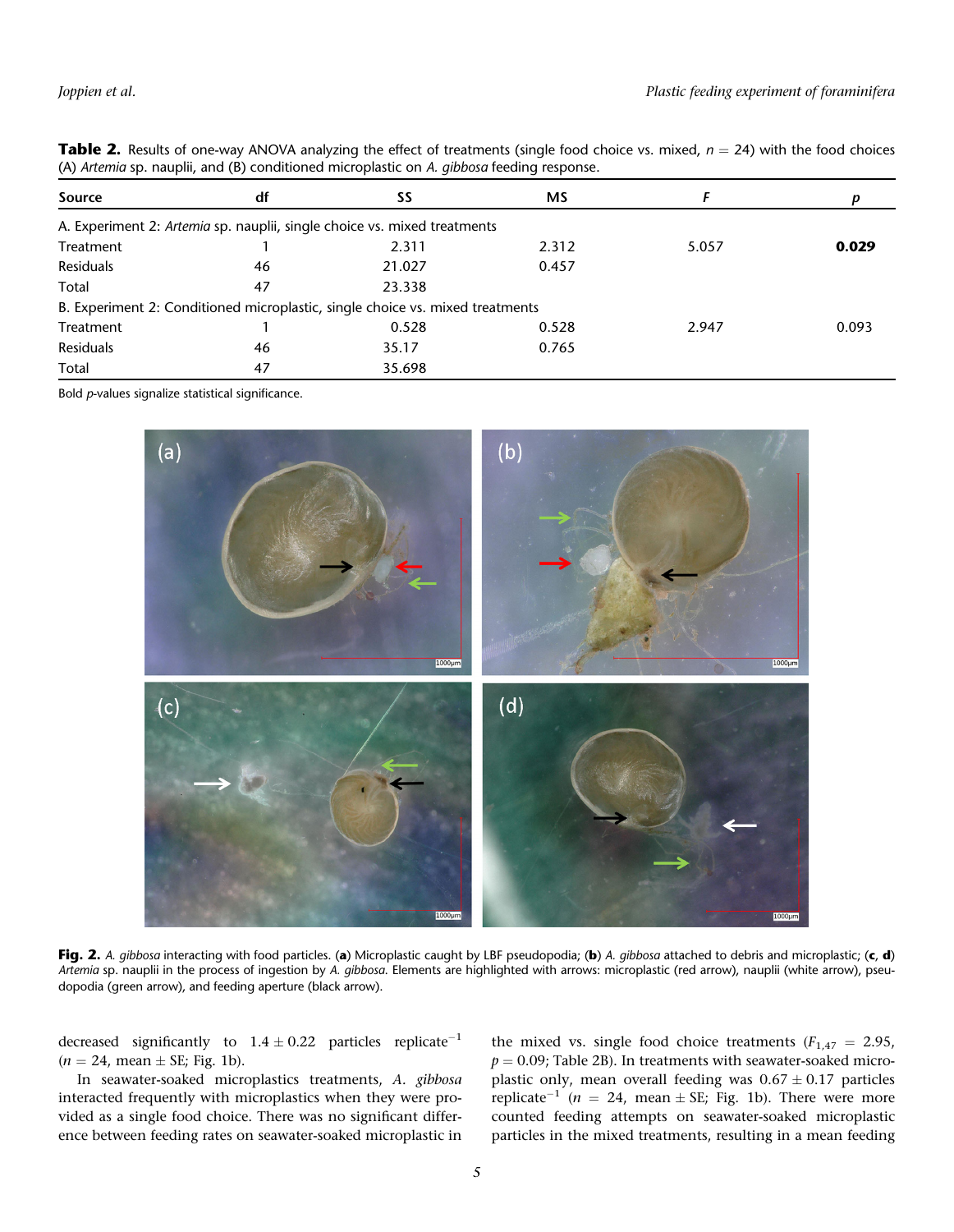**Table 2.** Results of one-way ANOVA analyzing the effect of treatments (single food choice vs. mixed, $n = 24$) with the food choices (A) *Artemia* sp. nauplii, and (B) conditioned microplastic on *A. gibbosa* feeding response.

| Source | df | SS | MS | *F* | *p* |
|---|---|---|---|---|---|
| A. Experiment 2: *Artemia* sp. nauplii, single choice vs. mixed treatments | | | | | |
| Treatment | 1 | 2.311 | 2.312 | 5.057 | **0.029** |
| Residuals | 46 | 21.027 | 0.457 | | |
| Total | 47 | 23.338 | | | |
| B. Experiment 2: Conditioned microplastic, single choice vs. mixed treatments | | | | | |
| Treatment | 1 | 0.528 | 0.528 | 2.947 | 0.093 |
| Residuals | 46 | 35.17 | 0.765 | | |
| Total | 47 | 35.698 | | | |

Bold *p*-values signalize statistical significance.

**Fig. 2.** *A. gibbosa* interacting with food particles. (**a**) Microplastic caught by LBF pseudopodia; (**b**) *A. gibbosa* attached to debris and microplastic; (**c**, **d**) *Artemia* sp. nauplii in the process of ingestion by *A. gibbosa*. Elements are highlighted with arrows: microplastic (red arrow), nauplii (white arrow), pseudopodia (green arrow), and feeding aperture (black arrow).

decreased significantly to $1.4 \pm 0.22$ particles replicate$^{-1}$ ($n = 24$, mean $\pm$ SE; Fig. 1b).

In seawater-soaked microplastics treatments, *A. gibbosa* interacted frequently with microplastics when they were provided as a single food choice. There was no significant difference between feeding rates on seawater-soaked microplastic in the mixed vs. single food choice treatments ($F_{1,47} = 2.95$, $p = 0.09$; Table 2B). In treatments with seawater-soaked microplastic only, mean overall feeding was $0.67 \pm 0.17$ particles replicate$^{-1}$ ($n = 24$, mean $\pm$ SE; Fig. 1b). There were more counted feeding attempts on seawater-soaked microplastic particles in the mixed treatments, resulting in a mean feeding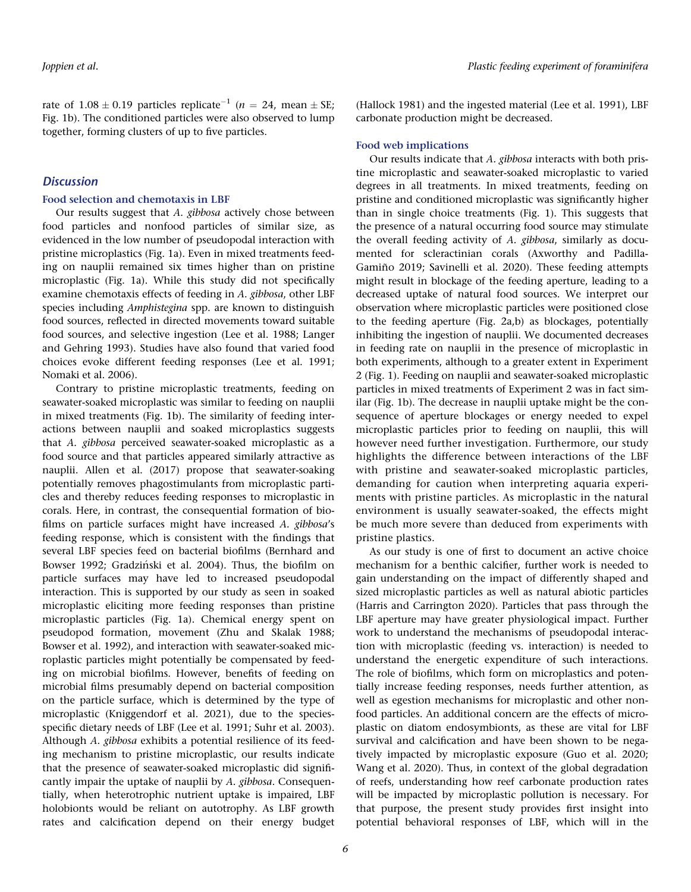rate of $1.08 \pm 0.19$ particles replicate$^{-1}$ ($n = 24$, mean $\pm$ SE; Fig. 1b). The conditioned particles were also observed to lump together, forming clusters of up to five particles.

## Discussion

### Food selection and chemotaxis in LBF

Our results suggest that *A. gibbosa* actively chose between food particles and nonfood particles of similar size, as evidenced in the low number of pseudopodal interaction with pristine microplastics (Fig. 1a). Even in mixed treatments feeding on nauplii remained six times higher than on pristine microplastic (Fig. 1a). While this study did not specifically examine chemotaxis effects of feeding in *A. gibbosa*, other LBF species including *Amphistegina* spp. are known to distinguish food sources, reflected in directed movements toward suitable food sources, and selective ingestion (Lee et al. 1988; Langer and Gehring 1993). Studies have also found that varied food choices evoke different feeding responses (Lee et al. 1991; Nomaki et al. 2006).

Contrary to pristine microplastic treatments, feeding on seawater-soaked microplastic was similar to feeding on nauplii in mixed treatments (Fig. 1b). The similarity of feeding interactions between nauplii and soaked microplastics suggests that *A. gibbosa* perceived seawater-soaked microplastic as a food source and that particles appeared similarly attractive as nauplii. Allen et al. (2017) propose that seawater-soaking potentially removes phagostimulants from microplastic particles and thereby reduces feeding responses to microplastic in corals. Here, in contrast, the consequential formation of biofilms on particle surfaces might have increased *A. gibbosa*'s feeding response, which is consistent with the findings that several LBF species feed on bacterial biofilms (Bernhard and Bowser 1992; Gradziński et al. 2004). Thus, the biofilm on particle surfaces may have led to increased pseudopodal interaction. This is supported by our study as seen in soaked microplastic eliciting more feeding responses than pristine microplastic particles (Fig. 1a). Chemical energy spent on pseudopod formation, movement (Zhu and Skalak 1988; Bowser et al. 1992), and interaction with seawater-soaked microplastic particles might potentially be compensated by feeding on microbial biofilms. However, benefits of feeding on microbial films presumably depend on bacterial composition on the particle surface, which is determined by the type of microplastic (Kniggendorf et al. 2021), due to the species-specific dietary needs of LBF (Lee et al. 1991; Suhr et al. 2003). Although *A. gibbosa* exhibits a potential resilience of its feeding mechanism to pristine microplastic, our results indicate that the presence of seawater-soaked microplastic did significantly impair the uptake of nauplii by *A. gibbosa*. Consequentially, when heterotrophic nutrient uptake is impaired, LBF holobionts would be reliant on autotrophy. As LBF growth rates and calcification depend on their energy budget (Hallock 1981) and the ingested material (Lee et al. 1991), LBF carbonate production might be decreased.

### Food web implications

Our results indicate that *A. gibbosa* interacts with both pristine microplastic and seawater-soaked microplastic to varied degrees in all treatments. In mixed treatments, feeding on pristine and conditioned microplastic was significantly higher than in single choice treatments (Fig. 1). This suggests that the presence of a natural occurring food source may stimulate the overall feeding activity of *A. gibbosa*, similarly as documented for scleractinian corals (Axworthy and Padilla-Gamiño 2019; Savinelli et al. 2020). These feeding attempts might result in blockage of the feeding aperture, leading to a decreased uptake of natural food sources. We interpret our observation where microplastic particles were positioned close to the feeding aperture (Fig. 2a,b) as blockages, potentially inhibiting the ingestion of nauplii. We documented decreases in feeding rate on nauplii in the presence of microplastic in both experiments, although to a greater extent in Experiment 2 (Fig. 1). Feeding on nauplii and seawater-soaked microplastic particles in mixed treatments of Experiment 2 was in fact similar (Fig. 1b). The decrease in nauplii uptake might be the consequence of aperture blockages or energy needed to expel microplastic particles prior to feeding on nauplii, this will however need further investigation. Furthermore, our study highlights the difference between interactions of the LBF with pristine and seawater-soaked microplastic particles, demanding for caution when interpreting aquaria experiments with pristine particles. As microplastic in the natural environment is usually seawater-soaked, the effects might be much more severe than deduced from experiments with pristine plastics.

As our study is one of first to document an active choice mechanism for a benthic calcifier, further work is needed to gain understanding on the impact of differently shaped and sized microplastic particles as well as natural abiotic particles (Harris and Carrington 2020). Particles that pass through the LBF aperture may have greater physiological impact. Further work to understand the mechanisms of pseudopodal interaction with microplastic (feeding vs. interaction) is needed to understand the energetic expenditure of such interactions. The role of biofilms, which form on microplastics and potentially increase feeding responses, needs further attention, as well as egestion mechanisms for microplastic and other nonfood particles. An additional concern are the effects of microplastic on diatom endosymbionts, as these are vital for LBF survival and calcification and have been shown to be negatively impacted by microplastic exposure (Guo et al. 2020; Wang et al. 2020). Thus, in context of the global degradation of reefs, understanding how reef carbonate production rates will be impacted by microplastic pollution is necessary. For that purpose, the present study provides first insight into potential behavioral responses of LBF, which will in the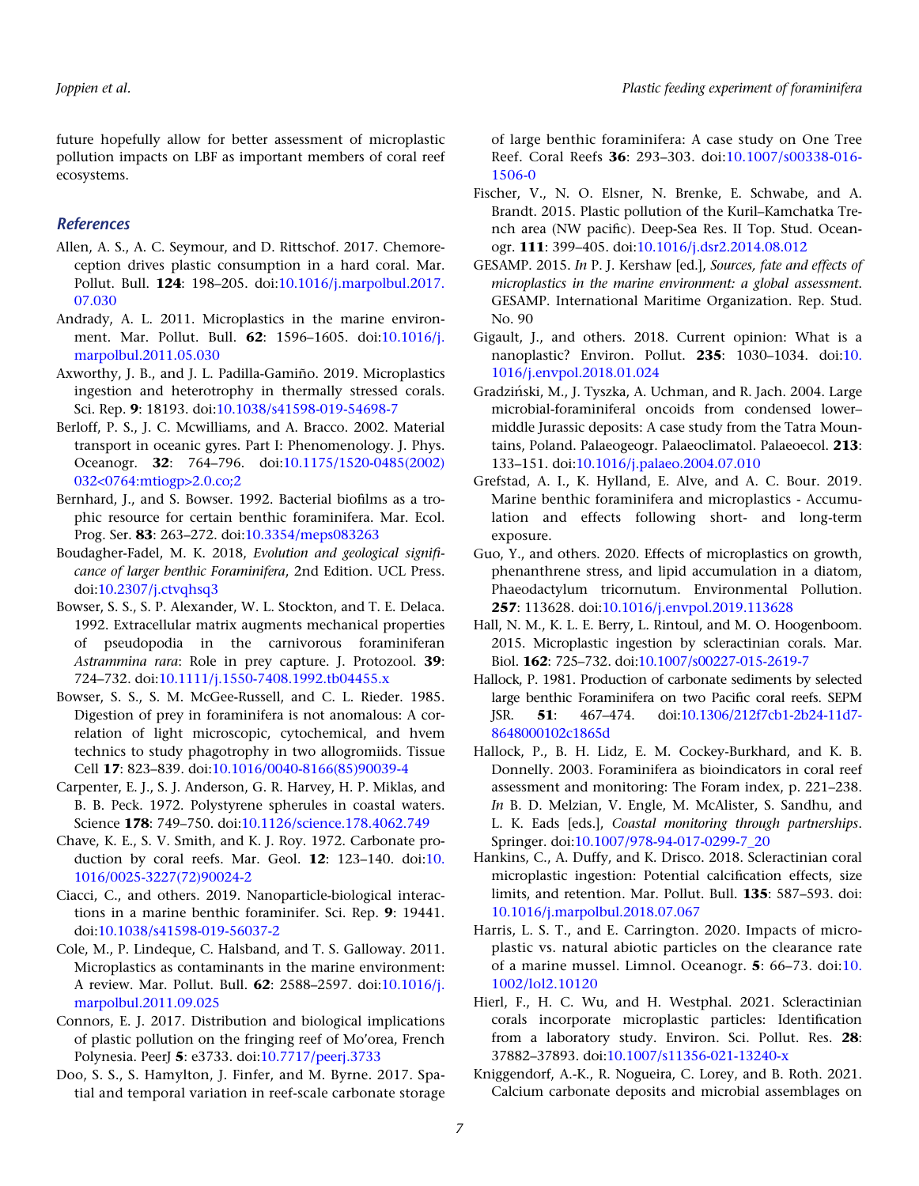future hopefully allow for better assessment of microplastic pollution impacts on LBF as important members of coral reef ecosystems.

## References

Allen, A. S., A. C. Seymour, and D. Rittschof. 2017. Chemoreception drives plastic consumption in a hard coral. Mar. Pollut. Bull. **124**: 198–205. doi:10.1016/j.marpolbul.2017.07.030

Andrady, A. L. 2011. Microplastics in the marine environment. Mar. Pollut. Bull. **62**: 1596–1605. doi:10.1016/j.marpolbul.2011.05.030

Axworthy, J. B., and J. L. Padilla-Gamiño. 2019. Microplastics ingestion and heterotrophy in thermally stressed corals. Sci. Rep. **9**: 18193. doi:10.1038/s41598-019-54698-7

Berloff, P. S., J. C. Mcwilliams, and A. Bracco. 2002. Material transport in oceanic gyres. Part I: Phenomenology. J. Phys. Oceanogr. **32**: 764–796. doi:10.1175/1520-0485(2002)032<0764:mtiogp>2.0.co;2

Bernhard, J., and S. Bowser. 1992. Bacterial biofilms as a trophic resource for certain benthic foraminifera. Mar. Ecol. Prog. Ser. **83**: 263–272. doi:10.3354/meps083263

Boudagher-Fadel, M. K. 2018, *Evolution and geological significance of larger benthic Foraminifera*, 2nd Edition. UCL Press. doi:10.2307/j.ctvqhsq3

Bowser, S. S., S. P. Alexander, W. L. Stockton, and T. E. Delaca. 1992. Extracellular matrix augments mechanical properties of pseudopodia in the carnivorous foraminiferan *Astrammina rara*: Role in prey capture. J. Protozool. **39**: 724–732. doi:10.1111/j.1550-7408.1992.tb04455.x

Bowser, S. S., S. M. McGee-Russell, and C. L. Rieder. 1985. Digestion of prey in foraminifera is not anomalous: A correlation of light microscopic, cytochemical, and hvem technics to study phagotrophy in two allogromiids. Tissue Cell **17**: 823–839. doi:10.1016/0040-8166(85)90039-4

Carpenter, E. J., S. J. Anderson, G. R. Harvey, H. P. Miklas, and B. B. Peck. 1972. Polystyrene spherules in coastal waters. Science **178**: 749–750. doi:10.1126/science.178.4062.749

Chave, K. E., S. V. Smith, and K. J. Roy. 1972. Carbonate production by coral reefs. Mar. Geol. **12**: 123–140. doi:10.1016/0025-3227(72)90024-2

Ciacci, C., and others. 2019. Nanoparticle-biological interactions in a marine benthic foraminifer. Sci. Rep. **9**: 19441. doi:10.1038/s41598-019-56037-2

Cole, M., P. Lindeque, C. Halsband, and T. S. Galloway. 2011. Microplastics as contaminants in the marine environment: A review. Mar. Pollut. Bull. **62**: 2588–2597. doi:10.1016/j.marpolbul.2011.09.025

Connors, E. J. 2017. Distribution and biological implications of plastic pollution on the fringing reef of Mo'orea, French Polynesia. PeerJ **5**: e3733. doi:10.7717/peerj.3733

Doo, S. S., S. Hamylton, J. Finfer, and M. Byrne. 2017. Spatial and temporal variation in reef-scale carbonate storage of large benthic foraminifera: A case study on One Tree Reef. Coral Reefs **36**: 293–303. doi:10.1007/s00338-016-1506-0

Fischer, V., N. O. Elsner, N. Brenke, E. Schwabe, and A. Brandt. 2015. Plastic pollution of the Kuril–Kamchatka Trench area (NW pacific). Deep-Sea Res. II Top. Stud. Oceanogr. **111**: 399–405. doi:10.1016/j.dsr2.2014.08.012

GESAMP. 2015. *In* P. J. Kershaw [ed.], *Sources, fate and effects of microplastics in the marine environment: a global assessment*. GESAMP. International Maritime Organization. Rep. Stud. No. 90

Gigault, J., and others. 2018. Current opinion: What is a nanoplastic? Environ. Pollut. **235**: 1030–1034. doi:10.1016/j.envpol.2018.01.024

Gradziński, M., J. Tyszka, A. Uchman, and R. Jach. 2004. Large microbial-foraminiferal oncoids from condensed lower–middle Jurassic deposits: A case study from the Tatra Mountains, Poland. Palaeogeogr. Palaeoclimatol. Palaeoecol. **213**: 133–151. doi:10.1016/j.palaeo.2004.07.010

Grefstad, A. I., K. Hylland, E. Alve, and A. C. Bour. 2019. Marine benthic foraminifera and microplastics - Accumulation and effects following short- and long-term exposure.

Guo, Y., and others. 2020. Effects of microplastics on growth, phenanthrene stress, and lipid accumulation in a diatom, Phaeodactylum tricornutum. Environmental Pollution. **257**: 113628. doi:10.1016/j.envpol.2019.113628

Hall, N. M., K. L. E. Berry, L. Rintoul, and M. O. Hoogenboom. 2015. Microplastic ingestion by scleractinian corals. Mar. Biol. **162**: 725–732. doi:10.1007/s00227-015-2619-7

Hallock, P. 1981. Production of carbonate sediments by selected large benthic Foraminifera on two Pacific coral reefs. SEPM JSR. **51**: 467–474. doi:10.1306/212f7cb1-2b24-11d7-8648000102c1865d

Hallock, P., B. H. Lidz, E. M. Cockey-Burkhard, and K. B. Donnelly. 2003. Foraminifera as bioindicators in coral reef assessment and monitoring: The Foram index, p. 221–238. *In* B. D. Melzian, V. Engle, M. McAlister, S. Sandhu, and L. K. Eads [eds.], *Coastal monitoring through partnerships*. Springer. doi:10.1007/978-94-017-0299-7_20

Hankins, C., A. Duffy, and K. Drisco. 2018. Scleractinian coral microplastic ingestion: Potential calcification effects, size limits, and retention. Mar. Pollut. Bull. **135**: 587–593. doi:10.1016/j.marpolbul.2018.07.067

Harris, L. S. T., and E. Carrington. 2020. Impacts of microplastic vs. natural abiotic particles on the clearance rate of a marine mussel. Limnol. Oceanogr. **5**: 66–73. doi:10.1002/lol2.10120

Hierl, F., H. C. Wu, and H. Westphal. 2021. Scleractinian corals incorporate microplastic particles: Identification from a laboratory study. Environ. Sci. Pollut. Res. **28**: 37882–37893. doi:10.1007/s11356-021-13240-x

Kniggendorf, A.-K., R. Nogueira, C. Lorey, and B. Roth. 2021. Calcium carbonate deposits and microbial assemblages on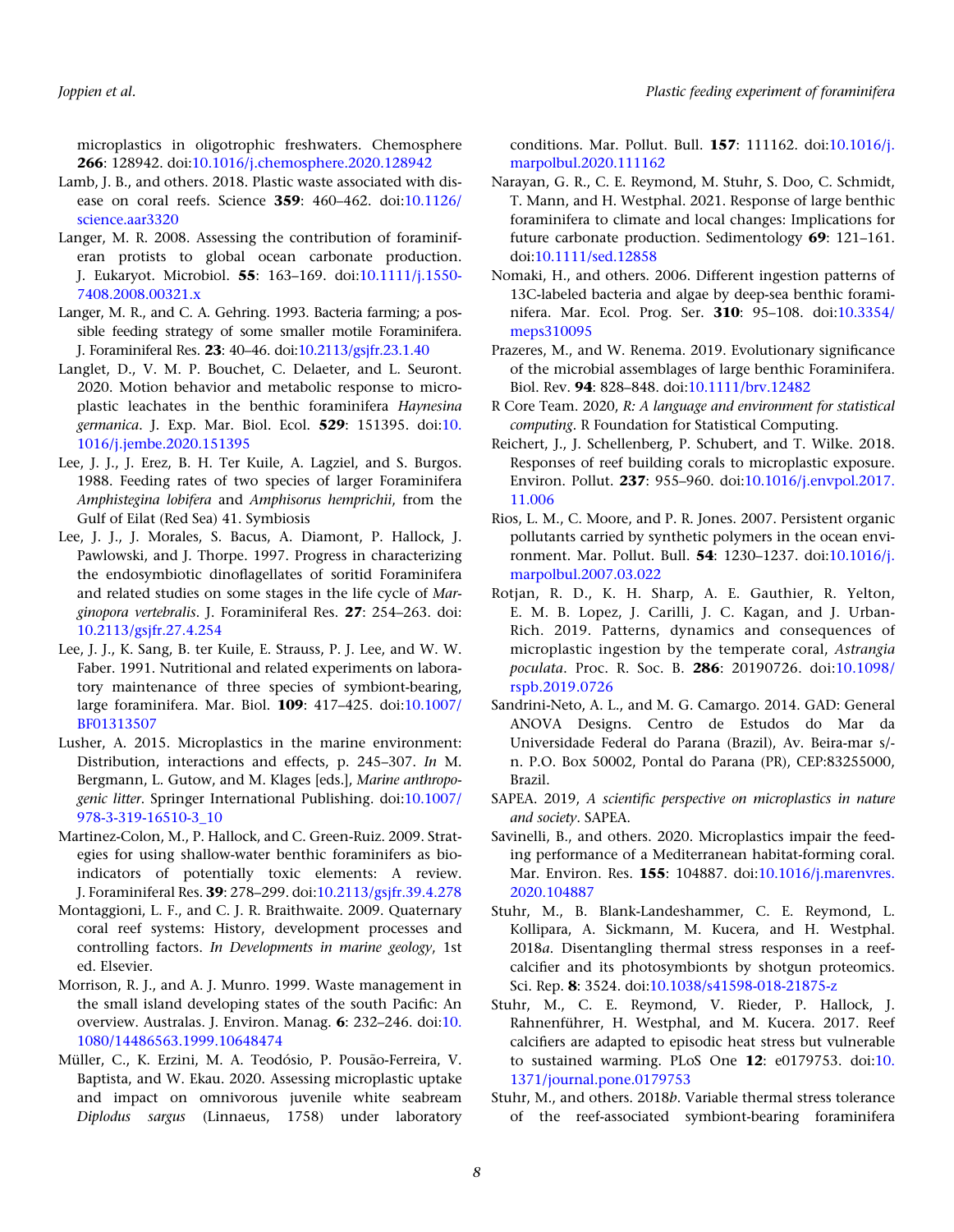microplastics in oligotrophic freshwaters. Chemosphere **266**: 128942. doi:10.1016/j.chemosphere.2020.128942

Lamb, J. B., and others. 2018. Plastic waste associated with disease on coral reefs. Science **359**: 460–462. doi:10.1126/science.aar3320

Langer, M. R. 2008. Assessing the contribution of foraminiferan protists to global ocean carbonate production. J. Eukaryot. Microbiol. **55**: 163–169. doi:10.1111/j.1550-7408.2008.00321.x

Langer, M. R., and C. A. Gehring. 1993. Bacteria farming; a possible feeding strategy of some smaller motile Foraminifera. J. Foraminiferal Res. **23**: 40–46. doi:10.2113/gsjfr.23.1.40

Langlet, D., V. M. P. Bouchet, C. Delaeter, and L. Seuront. 2020. Motion behavior and metabolic response to microplastic leachates in the benthic foraminifera *Haynesina germanica*. J. Exp. Mar. Biol. Ecol. **529**: 151395. doi:10.1016/j.jembe.2020.151395

Lee, J. J., J. Erez, B. H. Ter Kuile, A. Lagziel, and S. Burgos. 1988. Feeding rates of two species of larger Foraminifera *Amphistegina lobifera* and *Amphisorus hemprichii*, from the Gulf of Eilat (Red Sea) 41. Symbiosis

Lee, J. J., J. Morales, S. Bacus, A. Diamont, P. Hallock, J. Pawlowski, and J. Thorpe. 1997. Progress in characterizing the endosymbiotic dinoflagellates of soritid Foraminifera and related studies on some stages in the life cycle of *Marginopora vertebralis*. J. Foraminiferal Res. **27**: 254–263. doi:10.2113/gsjfr.27.4.254

Lee, J. J., K. Sang, B. ter Kuile, E. Strauss, P. J. Lee, and W. W. Faber. 1991. Nutritional and related experiments on laboratory maintenance of three species of symbiont-bearing, large foraminifera. Mar. Biol. **109**: 417–425. doi:10.1007/BF01313507

Lusher, A. 2015. Microplastics in the marine environment: Distribution, interactions and effects, p. 245–307. *In* M. Bergmann, L. Gutow, and M. Klages [eds.], *Marine anthropogenic litter*. Springer International Publishing. doi:10.1007/978-3-319-16510-3_10

Martinez-Colon, M., P. Hallock, and C. Green-Ruiz. 2009. Strategies for using shallow-water benthic foraminifers as bioindicators of potentially toxic elements: A review. J. Foraminiferal Res. **39**: 278–299. doi:10.2113/gsjfr.39.4.278

Montaggioni, L. F., and C. J. R. Braithwaite. 2009. Quaternary coral reef systems: History, development processes and controlling factors. *In Developments in marine geology*, 1st ed. Elsevier.

Morrison, R. J., and A. J. Munro. 1999. Waste management in the small island developing states of the south Pacific: An overview. Australas. J. Environ. Manag. **6**: 232–246. doi:10.1080/14486563.1999.10648474

Müller, C., K. Erzini, M. A. Teodósio, P. Pousão-Ferreira, V. Baptista, and W. Ekau. 2020. Assessing microplastic uptake and impact on omnivorous juvenile white seabream *Diplodus sargus* (Linnaeus, 1758) under laboratory conditions. Mar. Pollut. Bull. **157**: 111162. doi:10.1016/j.marpolbul.2020.111162

Narayan, G. R., C. E. Reymond, M. Stuhr, S. Doo, C. Schmidt, T. Mann, and H. Westphal. 2021. Response of large benthic foraminifera to climate and local changes: Implications for future carbonate production. Sedimentology **69**: 121–161. doi:10.1111/sed.12858

Nomaki, H., and others. 2006. Different ingestion patterns of 13C-labeled bacteria and algae by deep-sea benthic foraminifera. Mar. Ecol. Prog. Ser. **310**: 95–108. doi:10.3354/meps310095

Prazeres, M., and W. Renema. 2019. Evolutionary significance of the microbial assemblages of large benthic Foraminifera. Biol. Rev. **94**: 828–848. doi:10.1111/brv.12482

R Core Team. 2020, *R: A language and environment for statistical computing*. R Foundation for Statistical Computing.

Reichert, J., J. Schellenberg, P. Schubert, and T. Wilke. 2018. Responses of reef building corals to microplastic exposure. Environ. Pollut. **237**: 955–960. doi:10.1016/j.envpol.2017.11.006

Rios, L. M., C. Moore, and P. R. Jones. 2007. Persistent organic pollutants carried by synthetic polymers in the ocean environment. Mar. Pollut. Bull. **54**: 1230–1237. doi:10.1016/j.marpolbul.2007.03.022

Rotjan, R. D., K. H. Sharp, A. E. Gauthier, R. Yelton, E. M. B. Lopez, J. Carilli, J. C. Kagan, and J. Urban-Rich. 2019. Patterns, dynamics and consequences of microplastic ingestion by the temperate coral, *Astrangia poculata*. Proc. R. Soc. B. **286**: 20190726. doi:10.1098/rspb.2019.0726

Sandrini-Neto, A. L., and M. G. Camargo. 2014. GAD: General ANOVA Designs. Centro de Estudos do Mar da Universidade Federal do Parana (Brazil), Av. Beira-mar s/-n. P.O. Box 50002, Pontal do Parana (PR), CEP:83255000, Brazil.

SAPEA. 2019, *A scientific perspective on microplastics in nature and society*. SAPEA.

Savinelli, B., and others. 2020. Microplastics impair the feeding performance of a Mediterranean habitat-forming coral. Mar. Environ. Res. **155**: 104887. doi:10.1016/j.marenvres.2020.104887

Stuhr, M., B. Blank-Landeshammer, C. E. Reymond, L. Kollipara, A. Sickmann, M. Kucera, and H. Westphal. 2018*a*. Disentangling thermal stress responses in a reef-calcifier and its photosymbionts by shotgun proteomics. Sci. Rep. **8**: 3524. doi:10.1038/s41598-018-21875-z

Stuhr, M., C. E. Reymond, V. Rieder, P. Hallock, J. Rahnenführer, H. Westphal, and M. Kucera. 2017. Reef calcifiers are adapted to episodic heat stress but vulnerable to sustained warming. PLoS One **12**: e0179753. doi:10.1371/journal.pone.0179753

Stuhr, M., and others. 2018*b*. Variable thermal stress tolerance of the reef-associated symbiont-bearing foraminifera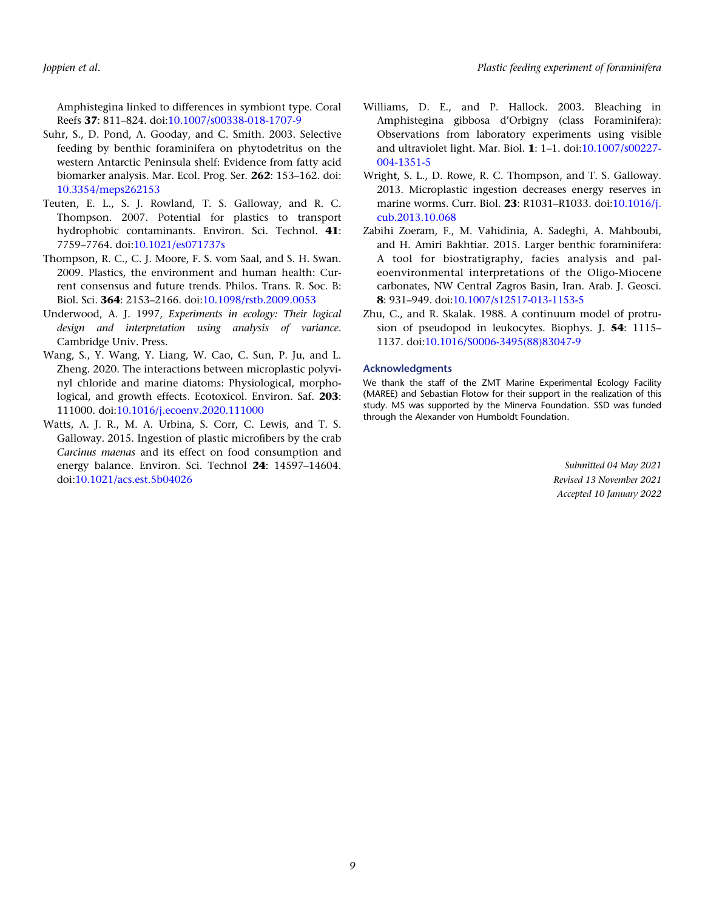Amphistegina linked to differences in symbiont type. Coral Reefs **37**: 811–824. doi:10.1007/s00338-018-1707-9

Suhr, S., D. Pond, A. Gooday, and C. Smith. 2003. Selective feeding by benthic foraminifera on phytodetritus on the western Antarctic Peninsula shelf: Evidence from fatty acid biomarker analysis. Mar. Ecol. Prog. Ser. **262**: 153–162. doi:10.3354/meps262153

Teuten, E. L., S. J. Rowland, T. S. Galloway, and R. C. Thompson. 2007. Potential for plastics to transport hydrophobic contaminants. Environ. Sci. Technol. **41**: 7759–7764. doi:10.1021/es071737s

Thompson, R. C., C. J. Moore, F. S. vom Saal, and S. H. Swan. 2009. Plastics, the environment and human health: Current consensus and future trends. Philos. Trans. R. Soc. B: Biol. Sci. **364**: 2153–2166. doi:10.1098/rstb.2009.0053

Underwood, A. J. 1997, *Experiments in ecology: Their logical design and interpretation using analysis of variance*. Cambridge Univ. Press.

Wang, S., Y. Wang, Y. Liang, W. Cao, C. Sun, P. Ju, and L. Zheng. 2020. The interactions between microplastic polyvinyl chloride and marine diatoms: Physiological, morphological, and growth effects. Ecotoxicol. Environ. Saf. **203**: 111000. doi:10.1016/j.ecoenv.2020.111000

Watts, A. J. R., M. A. Urbina, S. Corr, C. Lewis, and T. S. Galloway. 2015. Ingestion of plastic microfibers by the crab *Carcinus maenas* and its effect on food consumption and energy balance. Environ. Sci. Technol **24**: 14597–14604. doi:10.1021/acs.est.5b04026

Williams, D. E., and P. Hallock. 2003. Bleaching in Amphistegina gibbosa d'Orbigny (class Foraminifera): Observations from laboratory experiments using visible and ultraviolet light. Mar. Biol. **1**: 1–1. doi:10.1007/s00227-004-1351-5

Wright, S. L., D. Rowe, R. C. Thompson, and T. S. Galloway. 2013. Microplastic ingestion decreases energy reserves in marine worms. Curr. Biol. **23**: R1031–R1033. doi:10.1016/j.cub.2013.10.068

Zabihi Zoeram, F., M. Vahidinia, A. Sadeghi, A. Mahboubi, and H. Amiri Bakhtiar. 2015. Larger benthic foraminifera: A tool for biostratigraphy, facies analysis and paleoenvironmental interpretations of the Oligo-Miocene carbonates, NW Central Zagros Basin, Iran. Arab. J. Geosci. **8**: 931–949. doi:10.1007/s12517-013-1153-5

Zhu, C., and R. Skalak. 1988. A continuum model of protrusion of pseudopod in leukocytes. Biophys. J. **54**: 1115–1137. doi:10.1016/S0006-3495(88)83047-9

### Acknowledgments

We thank the staff of the ZMT Marine Experimental Ecology Facility (MAREE) and Sebastian Flotow for their support in the realization of this study. MS was supported by the Minerva Foundation. SSD was funded through the Alexander von Humboldt Foundation.

*Submitted 04 May 2021*
*Revised 13 November 2021*
*Accepted 10 January 2022*